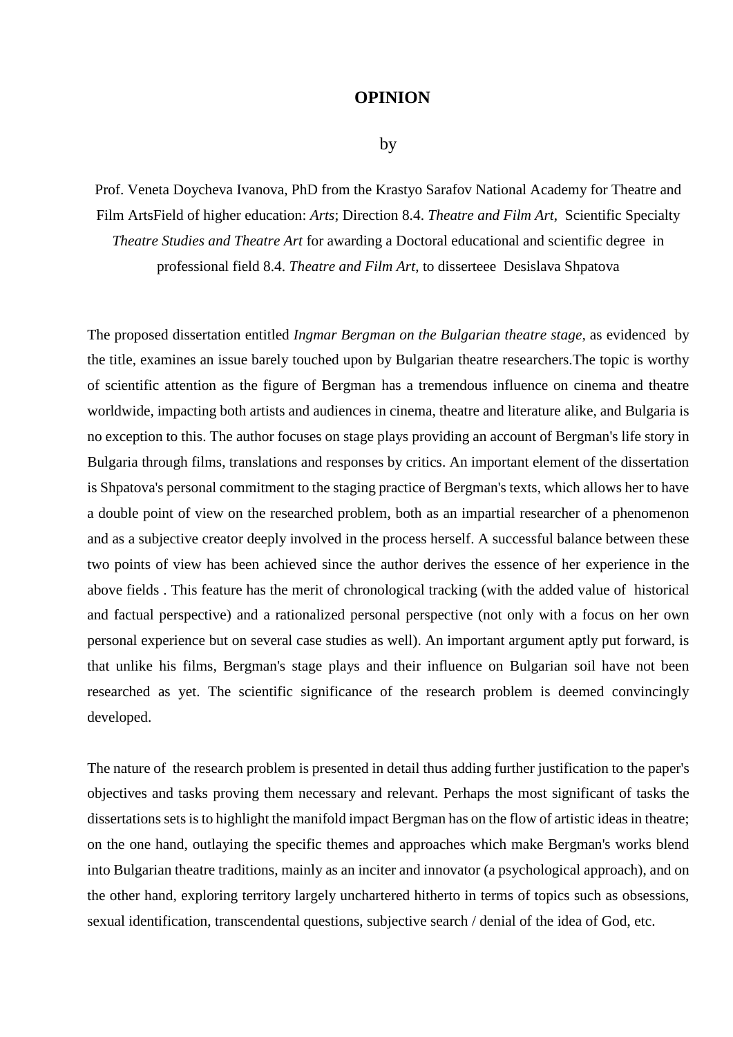# OPINION

by

Prof. Veneta Doycheva Ivanova, PhD from the Krastyo Sarafov National Academy for Theatre and Film ArtsField of higher education: *Arts*; Direction 8.4. *Theatre and Film Art*, Scientific Specialty *Theatre Studies and Theatre Art* for awarding a Doctoral educational and scientific degree in professional field 8.4. *Theatre and Film Art*, to disserteee Desislava Shpatova

The proposed dissertation entitled *Ingmar Bergman on the Bulgarian theatre stage,* as evidenced by the title, examines an issue barely touched upon by Bulgarian theatre researchers.The topic is worthy of scientific attention as the figure of Bergman has a tremendous influence on cinema and theatre worldwide, impacting both artists and audiences in cinema, theatre and literature alike, and Bulgaria is no exception to this. The author focuses on stage plays providing an account of Bergman's life story in Bulgaria through films, translations and responses by critics. An important element of the dissertation is Shpatova's personal commitment to the staging practice of Bergman's texts, which allows her to have a double point of view on the researched problem, both as an impartial researcher of a phenomenon and as a subjective creator deeply involved in the process herself. A successful balance between these two points of view has been achieved since the author derives the essence of her experience in the above fields . This feature has the merit of chronological tracking (with the added value of historical and factual perspective) and a rationalized personal perspective (not only with a focus on her own personal experience but on several case studies as well). An important argument aptly put forward, is that unlike his films, Bergman's stage plays and their influence on Bulgarian soil have not been researched as yet. The scientific significance of the research problem is deemed convincingly developed.

The nature of the research problem is presented in detail thus adding further justification to the paper's objectives and tasks proving them necessary and relevant. Perhaps the most significant of tasks the dissertations sets is to highlight the manifold impact Bergman has on the flow of artistic ideas in theatre; on the one hand, outlaying the specific themes and approaches which make Bergman's works blend into Bulgarian theatre traditions, mainly as an inciter and innovator (a psychological approach), and on the other hand, exploring territory largely unchartered hitherto in terms of topics such as obsessions, sexual identification, transcendental questions, subjective search / denial of the idea of God, etc.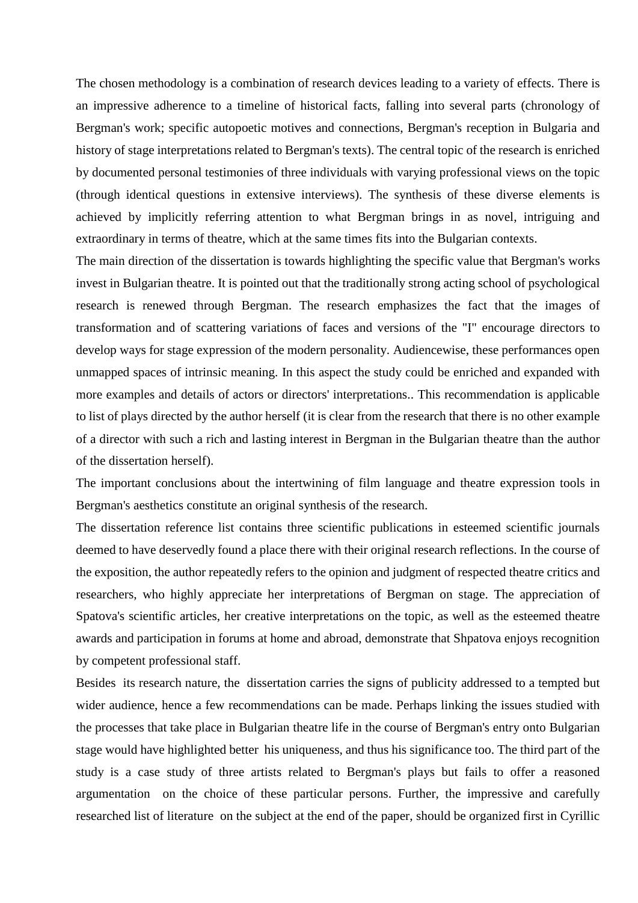The chosen methodology is a combination of research devices leading to a variety of effects. There is an impressive adherence to a timeline of historical facts, falling into several parts (chronology of Bergman's work; specific autopoetic motives and connections, Bergman's reception in Bulgaria and history of stage interpretations related to Bergman's texts). The central topic of the research is enriched by documented personal testimonies of three individuals with varying professional views on the topic (through identical questions in extensive interviews). The synthesis of these diverse elements is achieved by implicitly referring attention to what Bergman brings in as novel, intriguing and extraordinary in terms of theatre, which at the same times fits into the Bulgarian contexts.

The main direction of the dissertation is towards highlighting the specific value that Bergman's works invest in Bulgarian theatre. It is pointed out that the traditionally strong acting school of psychological research is renewed through Bergman. The research emphasizes the fact that the images of transformation and of scattering variations of faces and versions of the "I" encourage directors to develop ways for stage expression of the modern personality. Audiencewise, these performances open unmapped spaces of intrinsic meaning. In this aspect the study could be enriched and expanded with more examples and details of actors or directors' interpretations.. This recommendation is applicable to list of plays directed by the author herself (it is clear from the research that there is no other example of a director with such a rich and lasting interest in Bergman in the Bulgarian theatre than the author of the dissertation herself).

The important conclusions about the intertwining of film language and theatre expression tools in Bergman's aesthetics constitute an original synthesis of the research.

The dissertation reference list contains three scientific publications in esteemed scientific journals deemed to have deservedly found a place there with their original research reflections. In the course of the exposition, the author repeatedly refers to the opinion and judgment of respected theatre critics and researchers, who highly appreciate her interpretations of Bergman on stage. The appreciation of Spatova's scientific articles, her creative interpretations on the topic, as well as the esteemed theatre awards and participation in forums at home and abroad, demonstrate that Shpatova enjoys recognition by competent professional staff.

Besides its research nature, the dissertation carries the signs of publicity addressed to a tempted but wider audience, hence a few recommendations can be made. Perhaps linking the issues studied with the processes that take place in Bulgarian theatre life in the course of Bergman's entry onto Bulgarian stage would have highlighted better his uniqueness, and thus his significance too. The third part of the study is a case study of three artists related to Bergman's plays but fails to offer a reasoned argumentation on the choice of these particular persons. Further, the impressive and carefully researched list of literature on the subject at the end of the paper, should be organized first in Cyrillic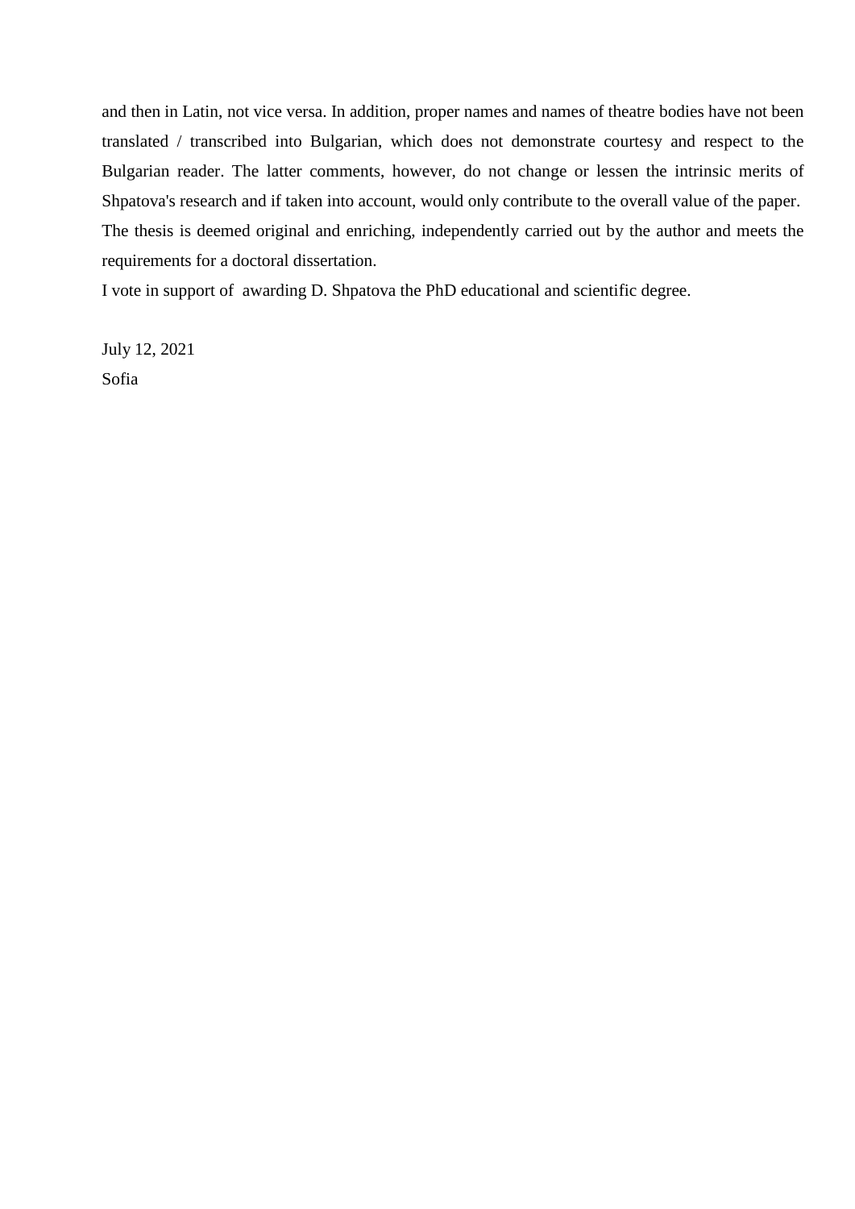and then in Latin, not vice versa. In addition, proper names and names of theatre bodies have not been translated / transcribed into Bulgarian, which does not demonstrate courtesy and respect to the Bulgarian reader. The latter comments, however, do not change or lessen the intrinsic merits of Shpatova's research and if taken into account, would only contribute to the overall value of the paper.

The thesis is deemed original and enriching, independently carried out by the author and meets the requirements for a doctoral dissertation.

I vote in support of awarding D. Shpatova the PhD educational and scientific degree.

July 12, 2021
Sofia